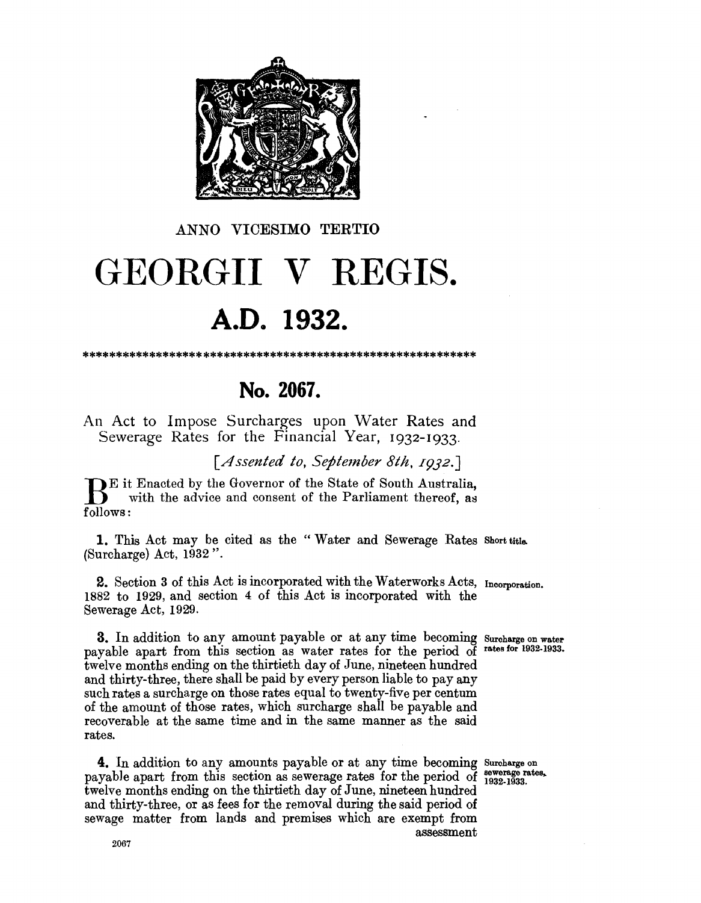ANNO VICESIMO TERTIO

# GEORGII V REGIS.

## A.D. 1932.

*****************************************************************

## No. 2067.

An Act to Impose Surcharges upon Water Rates and Sewerage Rates for the Financial Year, 1932-1933.

[*Assented to, September 8th, 1932.*]

BE it Enacted by the Governor of the State of South Australia, with the advice and consent of the Parliament thereof, as follows:

Short title.

**1.** This Act may be cited as the "Water and Sewerage Rates (Surcharge) Act, 1932".

Incorporation.

**2.** Section 3 of this Act is incorporated with the Waterworks Acts, 1882 to 1929, and section 4 of this Act is incorporated with the Sewerage Act, 1929.

Surcharge on water rates for 1932-1933.

**3.** In addition to any amount payable or at any time becoming payable apart from this section as water rates for the period of twelve months ending on the thirtieth day of June, nineteen hundred and thirty-three, there shall be paid by every person liable to pay any such rates a surcharge on those rates equal to twenty-five per centum of the amount of those rates, which surcharge shall be payable and recoverable at the same time and in the same manner as the said rates.

Surcharge on sewerage rates, 1932-1933.

**4.** In addition to any amounts payable or at any time becoming payable apart from this section as sewerage rates for the period of twelve months ending on the thirtieth day of June, nineteen hundred and thirty-three, or as fees for the removal during the said period of sewage matter from lands and premises which are exempt from assessment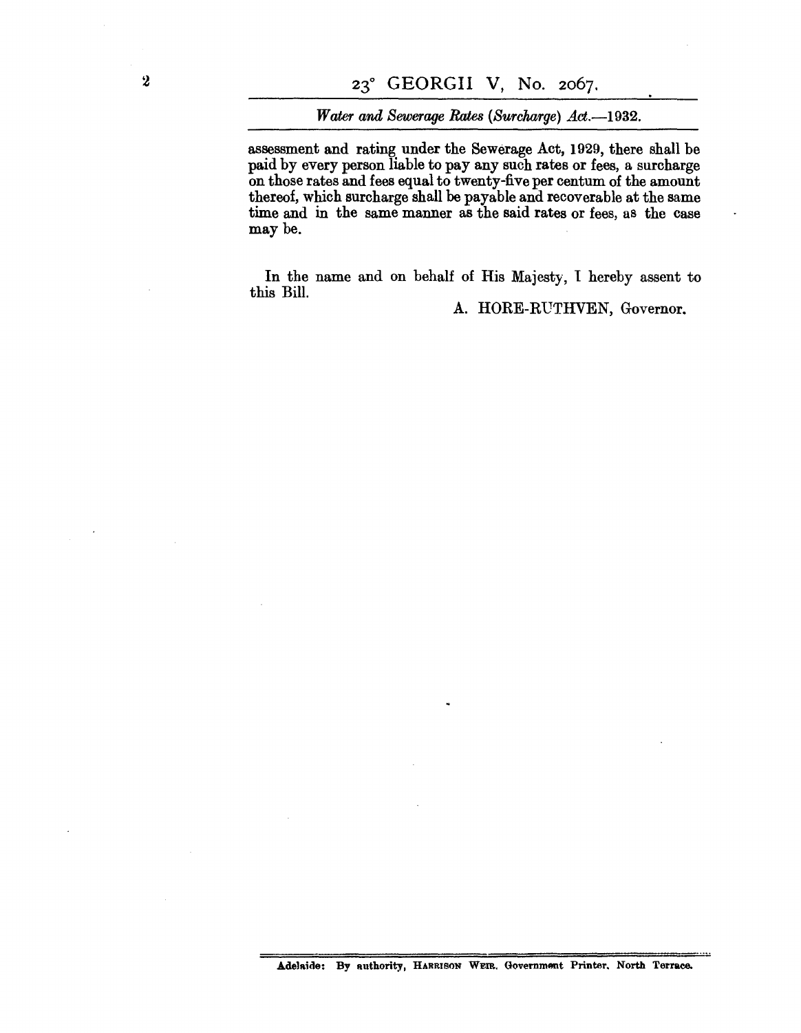assessment and rating under the Sewerage Act, 1929, there shall be paid by every person liable to pay any such rates or fees, a surcharge on those rates and fees equal to twenty-five per centum of the amount thereof, which surcharge shall be payable and recoverable at the same time and in the same manner as the said rates or fees, as the case may be.

In the name and on behalf of His Majesty, I hereby assent to this Bill.

A. HORE-RUTHVEN, Governor.

Adelaide: By authority, HARRISON WEIR, Government Printer, North Terrace.